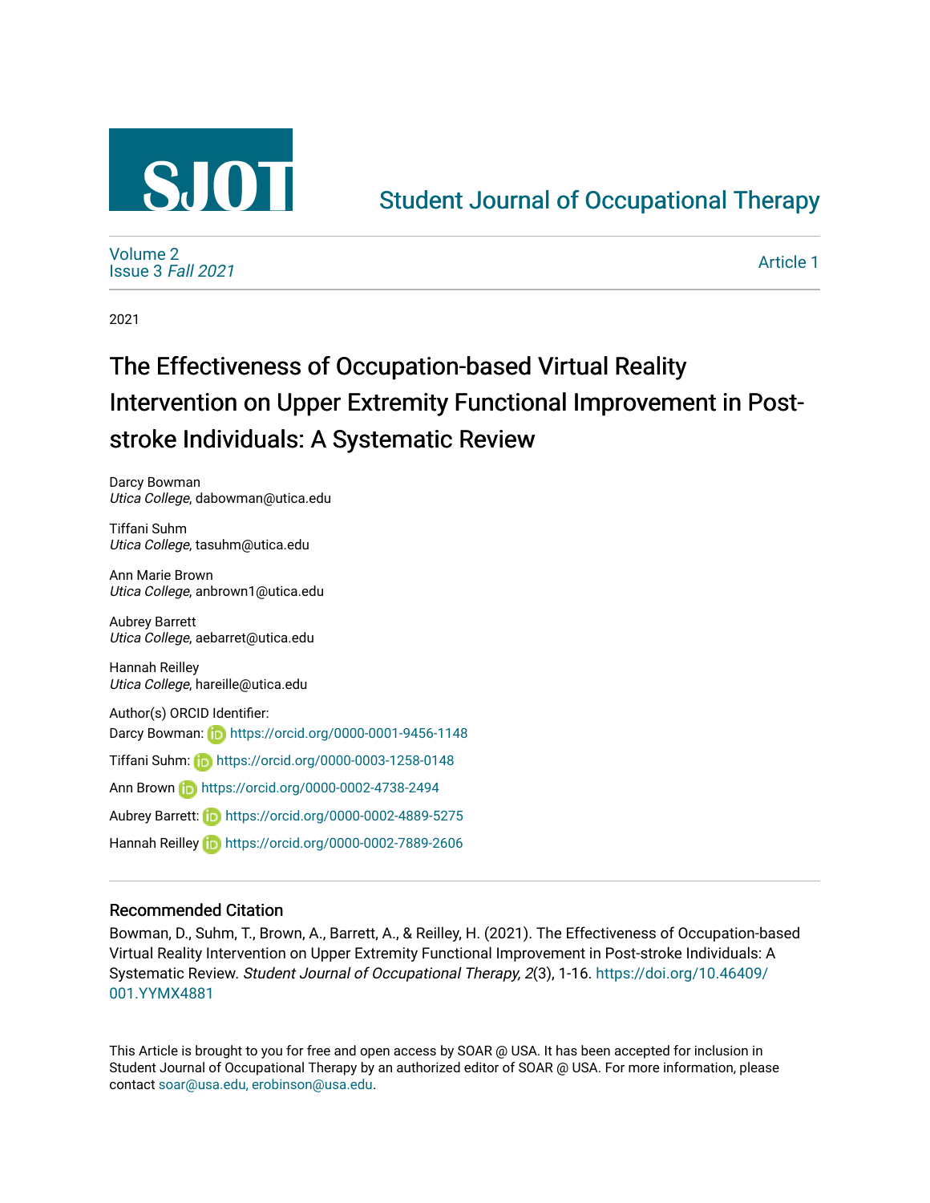# Student Journal of Occupational Therapy

Volume 2
Issue 3 *Fall 2021*

Article 1

2021

# The Effectiveness of Occupation-based Virtual Reality Intervention on Upper Extremity Functional Improvement in Post-stroke Individuals: A Systematic Review

Darcy Bowman
*Utica College*, dabowman@utica.edu

Tiffani Suhm
*Utica College*, tasuhm@utica.edu

Ann Marie Brown
*Utica College*, anbrown1@utica.edu

Aubrey Barrett
*Utica College*, aebarret@utica.edu

Hannah Reilley
*Utica College*, hareille@utica.edu

Author(s) ORCID Identifier:
Darcy Bowman: https://orcid.org/0000-0001-9456-1148
Tiffani Suhm: https://orcid.org/0000-0003-1258-0148
Ann Brown https://orcid.org/0000-0002-4738-2494
Aubrey Barrett: https://orcid.org/0000-0002-4889-5275
Hannah Reilley https://orcid.org/0000-0002-7889-2606

## Recommended Citation

Bowman, D., Suhm, T., Brown, A., Barrett, A., & Reilley, H. (2021). The Effectiveness of Occupation-based Virtual Reality Intervention on Upper Extremity Functional Improvement in Post-stroke Individuals: A Systematic Review. *Student Journal of Occupational Therapy, 2*(3), 1-16. https://doi.org/10.46409/001.YYMX4881

This Article is brought to you for free and open access by SOAR @ USA. It has been accepted for inclusion in Student Journal of Occupational Therapy by an authorized editor of SOAR @ USA. For more information, please contact soar@usa.edu, erobinson@usa.edu.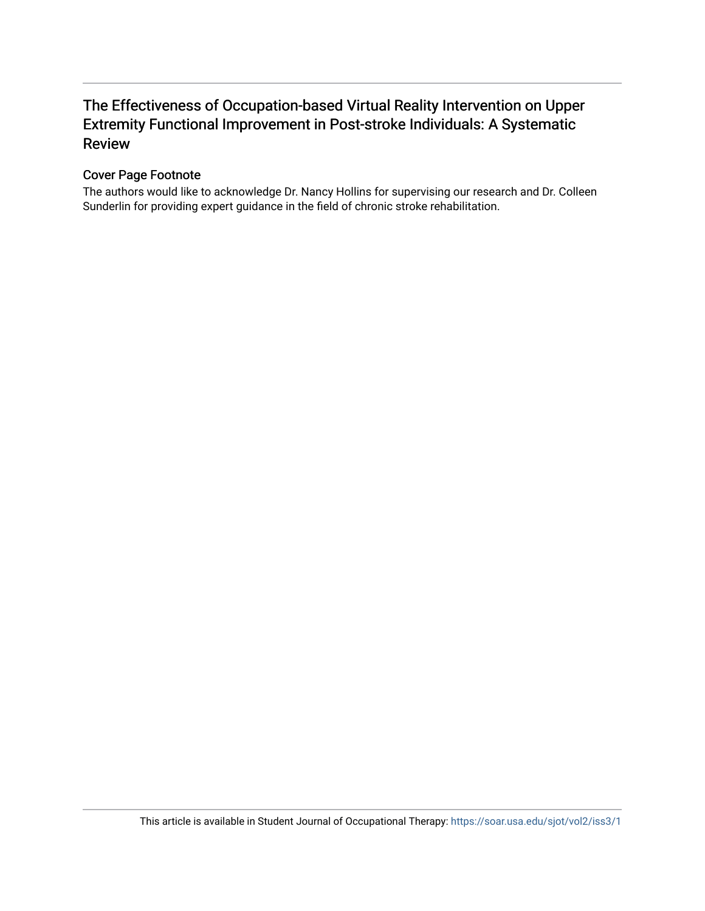# The Effectiveness of Occupation-based Virtual Reality Intervention on Upper Extremity Functional Improvement in Post-stroke Individuals: A Systematic Review

## Cover Page Footnote

The authors would like to acknowledge Dr. Nancy Hollins for supervising our research and Dr. Colleen Sunderlin for providing expert guidance in the field of chronic stroke rehabilitation.

This article is available in Student Journal of Occupational Therapy: https://soar.usa.edu/sjot/vol2/iss3/1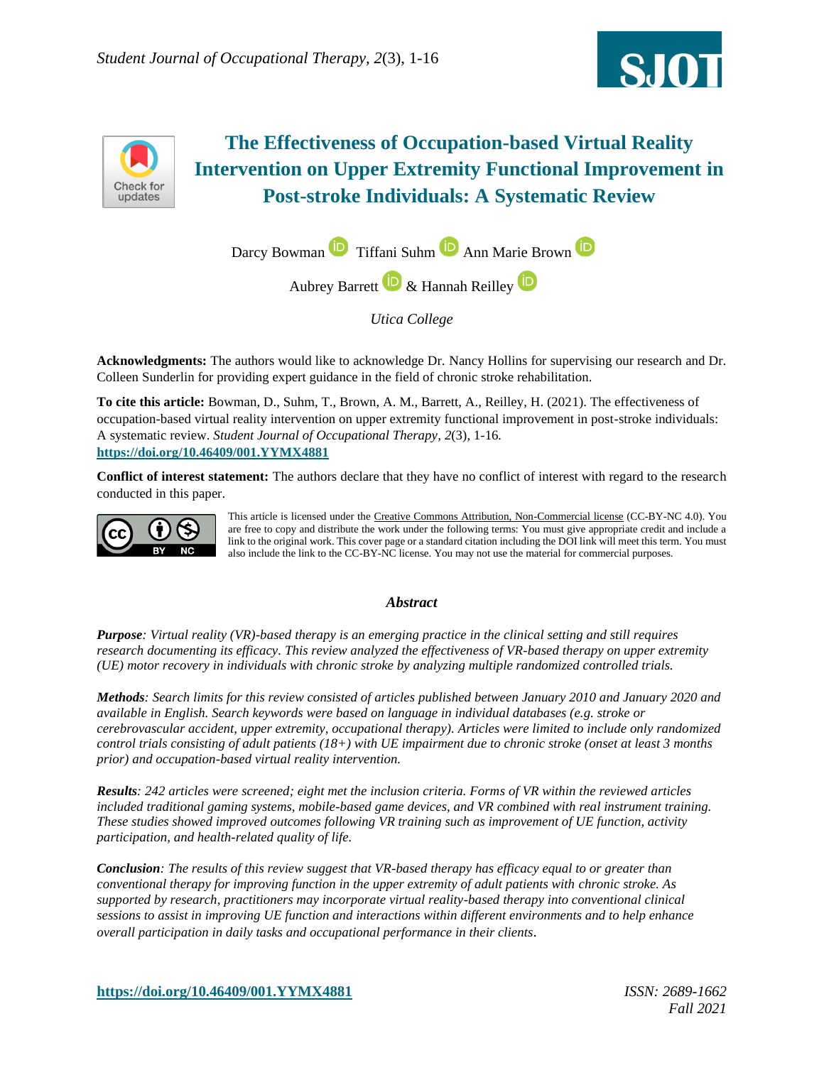# The Effectiveness of Occupation-based Virtual Reality Intervention on Upper Extremity Functional Improvement in Post-stroke Individuals: A Systematic Review

Darcy Bowman Tiffani Suhm Ann Marie Brown

Aubrey Barrett & Hannah Reilley

*Utica College*

**Acknowledgments:** The authors would like to acknowledge Dr. Nancy Hollins for supervising our research and Dr. Colleen Sunderlin for providing expert guidance in the field of chronic stroke rehabilitation.

**To cite this article:** Bowman, D., Suhm, T., Brown, A. M., Barrett, A., Reilley, H. (2021). The effectiveness of occupation-based virtual reality intervention on upper extremity functional improvement in post-stroke individuals: A systematic review. *Student Journal of Occupational Therapy, 2*(3), 1-16. **https://doi.org/10.46409/001.YYMX4881**

**Conflict of interest statement:** The authors declare that they have no conflict of interest with regard to the research conducted in this paper.

This article is licensed under the Creative Commons Attribution, Non-Commercial license (CC-BY-NC 4.0). You are free to copy and distribute the work under the following terms: You must give appropriate credit and include a link to the original work. This cover page or a standard citation including the DOI link will meet this term. You must also include the link to the CC-BY-NC license. You may not use the material for commercial purposes.

## *Abstract*

***Purpose****: Virtual reality (VR)-based therapy is an emerging practice in the clinical setting and still requires research documenting its efficacy. This review analyzed the effectiveness of VR-based therapy on upper extremity (UE) motor recovery in individuals with chronic stroke by analyzing multiple randomized controlled trials.*

***Methods****: Search limits for this review consisted of articles published between January 2010 and January 2020 and available in English. Search keywords were based on language in individual databases (e.g. stroke or cerebrovascular accident, upper extremity, occupational therapy). Articles were limited to include only randomized control trials consisting of adult patients (18+) with UE impairment due to chronic stroke (onset at least 3 months prior) and occupation-based virtual reality intervention.*

***Results****: 242 articles were screened; eight met the inclusion criteria. Forms of VR within the reviewed articles included traditional gaming systems, mobile-based game devices, and VR combined with real instrument training. These studies showed improved outcomes following VR training such as improvement of UE function, activity participation, and health-related quality of life.*

***Conclusion****: The results of this review suggest that VR-based therapy has efficacy equal to or greater than conventional therapy for improving function in the upper extremity of adult patients with chronic stroke. As supported by research, practitioners may incorporate virtual reality-based therapy into conventional clinical sessions to assist in improving UE function and interactions within different environments and to help enhance overall participation in daily tasks and occupational performance in their clients.*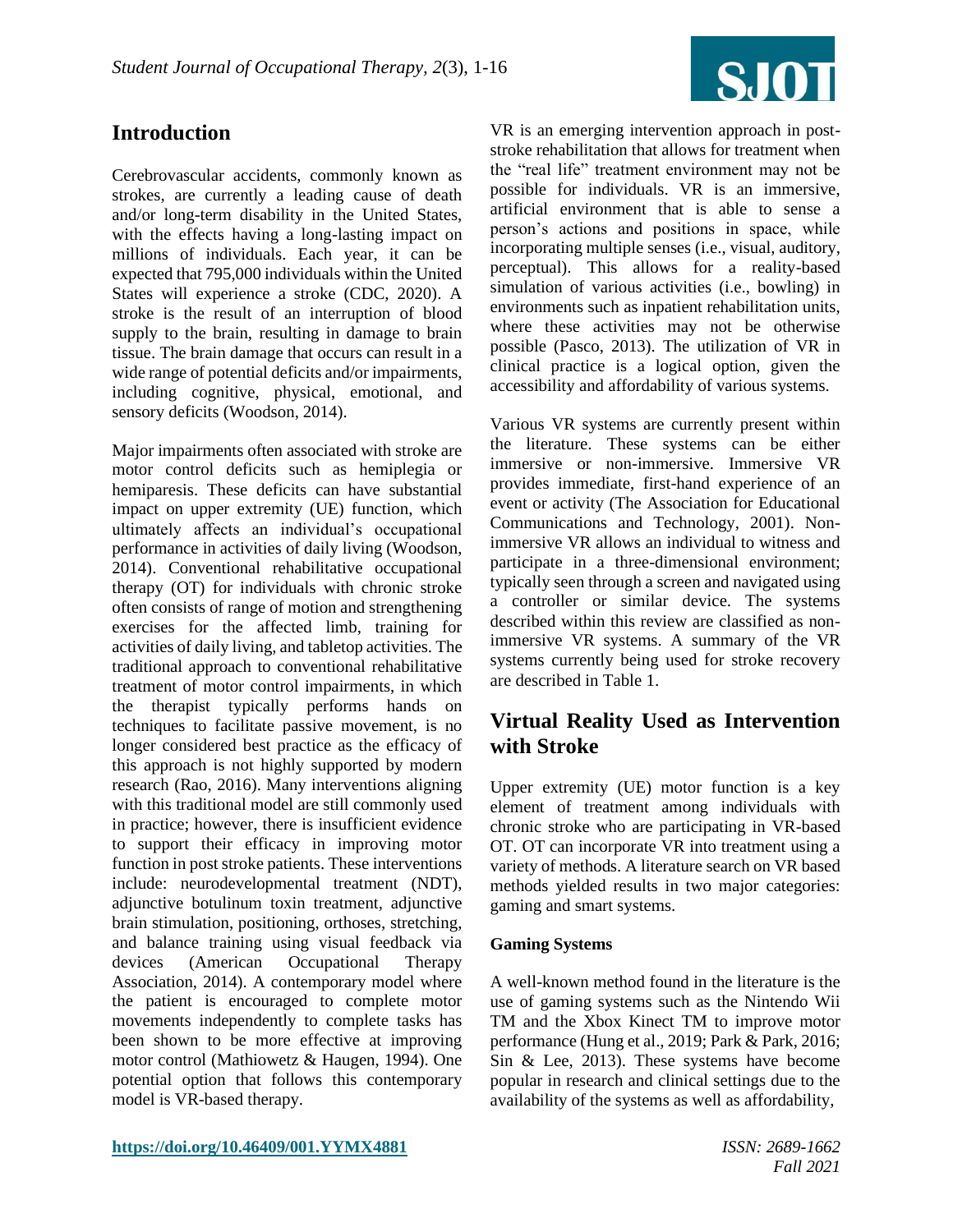## Introduction

Cerebrovascular accidents, commonly known as strokes, are currently a leading cause of death and/or long-term disability in the United States, with the effects having a long-lasting impact on millions of individuals. Each year, it can be expected that 795,000 individuals within the United States will experience a stroke (CDC, 2020). A stroke is the result of an interruption of blood supply to the brain, resulting in damage to brain tissue. The brain damage that occurs can result in a wide range of potential deficits and/or impairments, including cognitive, physical, emotional, and sensory deficits (Woodson, 2014).

Major impairments often associated with stroke are motor control deficits such as hemiplegia or hemiparesis. These deficits can have substantial impact on upper extremity (UE) function, which ultimately affects an individual's occupational performance in activities of daily living (Woodson, 2014). Conventional rehabilitative occupational therapy (OT) for individuals with chronic stroke often consists of range of motion and strengthening exercises for the affected limb, training for activities of daily living, and tabletop activities. The traditional approach to conventional rehabilitative treatment of motor control impairments, in which the therapist typically performs hands on techniques to facilitate passive movement, is no longer considered best practice as the efficacy of this approach is not highly supported by modern research (Rao, 2016). Many interventions aligning with this traditional model are still commonly used in practice; however, there is insufficient evidence to support their efficacy in improving motor function in post stroke patients. These interventions include: neurodevelopmental treatment (NDT), adjunctive botulinum toxin treatment, adjunctive brain stimulation, positioning, orthoses, stretching, and balance training using visual feedback via devices (American Occupational Therapy Association, 2014). A contemporary model where the patient is encouraged to complete motor movements independently to complete tasks has been shown to be more effective at improving motor control (Mathiowetz & Haugen, 1994). One potential option that follows this contemporary model is VR-based therapy.

VR is an emerging intervention approach in post-stroke rehabilitation that allows for treatment when the "real life" treatment environment may not be possible for individuals. VR is an immersive, artificial environment that is able to sense a person's actions and positions in space, while incorporating multiple senses (i.e., visual, auditory, perceptual). This allows for a reality-based simulation of various activities (i.e., bowling) in environments such as inpatient rehabilitation units, where these activities may not be otherwise possible (Pasco, 2013). The utilization of VR in clinical practice is a logical option, given the accessibility and affordability of various systems.

Various VR systems are currently present within the literature. These systems can be either immersive or non-immersive. Immersive VR provides immediate, first-hand experience of an event or activity (The Association for Educational Communications and Technology, 2001). Non-immersive VR allows an individual to witness and participate in a three-dimensional environment; typically seen through a screen and navigated using a controller or similar device. The systems described within this review are classified as non-immersive VR systems. A summary of the VR systems currently being used for stroke recovery are described in Table 1.

## Virtual Reality Used as Intervention with Stroke

Upper extremity (UE) motor function is a key element of treatment among individuals with chronic stroke who are participating in VR-based OT. OT can incorporate VR into treatment using a variety of methods. A literature search on VR based methods yielded results in two major categories: gaming and smart systems.

### Gaming Systems

A well-known method found in the literature is the use of gaming systems such as the Nintendo Wii TM and the Xbox Kinect TM to improve motor performance (Hung et al., 2019; Park & Park, 2016; Sin & Lee, 2013). These systems have become popular in research and clinical settings due to the availability of the systems as well as affordability,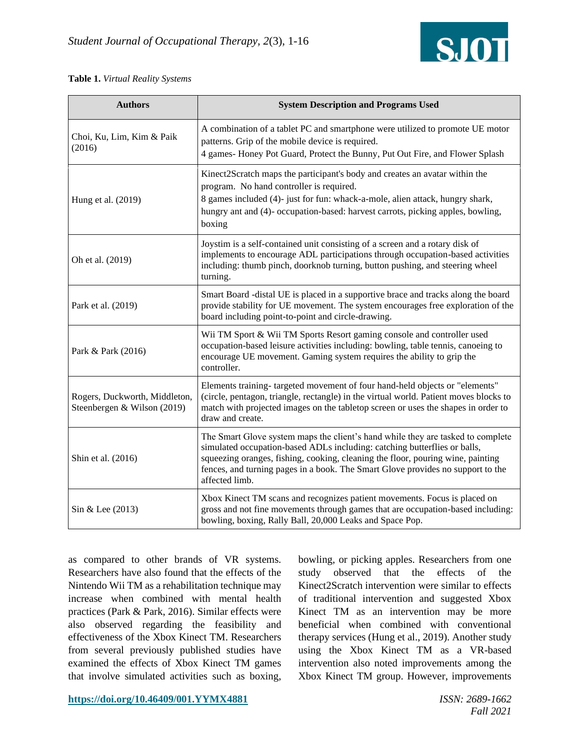**Table 1.** *Virtual Reality Systems*

| Authors | System Description and Programs Used |
|---|---|
| Choi, Ku, Lim, Kim & Paik (2016) | A combination of a tablet PC and smartphone were utilized to promote UE motor patterns. Grip of the mobile device is required. 4 games- Honey Pot Guard, Protect the Bunny, Put Out Fire, and Flower Splash |
| Hung et al. (2019) | Kinect2Scratch maps the participant's body and creates an avatar within the program. No hand controller is required. 8 games included (4)- just for fun: whack-a-mole, alien attack, hungry shark, hungry ant and (4)- occupation-based: harvest carrots, picking apples, bowling, boxing |
| Oh et al. (2019) | Joystim is a self-contained unit consisting of a screen and a rotary disk of implements to encourage ADL participations through occupation-based activities including: thumb pinch, doorknob turning, button pushing, and steering wheel turning. |
| Park et al. (2019) | Smart Board -distal UE is placed in a supportive brace and tracks along the board provide stability for UE movement. The system encourages free exploration of the board including point-to-point and circle-drawing. |
| Park & Park (2016) | Wii TM Sport & Wii TM Sports Resort gaming console and controller used occupation-based leisure activities including: bowling, table tennis, canoeing to encourage UE movement. Gaming system requires the ability to grip the controller. |
| Rogers, Duckworth, Middleton, Steenbergen & Wilson (2019) | Elements training- targeted movement of four hand-held objects or "elements" (circle, pentagon, triangle, rectangle) in the virtual world. Patient moves blocks to match with projected images on the tabletop screen or uses the shapes in order to draw and create. |
| Shin et al. (2016) | The Smart Glove system maps the client's hand while they are tasked to complete simulated occupation-based ADLs including: catching butterflies or balls, squeezing oranges, fishing, cooking, cleaning the floor, pouring wine, painting fences, and turning pages in a book. The Smart Glove provides no support to the affected limb. |
| Sin & Lee (2013) | Xbox Kinect TM scans and recognizes patient movements. Focus is placed on gross and not fine movements through games that are occupation-based including: bowling, boxing, Rally Ball, 20,000 Leaks and Space Pop. |

as compared to other brands of VR systems. Researchers have also found that the effects of the Nintendo Wii TM as a rehabilitation technique may increase when combined with mental health practices (Park & Park, 2016). Similar effects were also observed regarding the feasibility and effectiveness of the Xbox Kinect TM. Researchers from several previously published studies have examined the effects of Xbox Kinect TM games that involve simulated activities such as boxing, bowling, or picking apples. Researchers from one study observed that the effects of the Kinect2Scratch intervention were similar to effects of traditional intervention and suggested Xbox Kinect TM as an intervention may be more beneficial when combined with conventional therapy services (Hung et al., 2019). Another study using the Xbox Kinect TM as a VR-based intervention also noted improvements among the Xbox Kinect TM group. However, improvements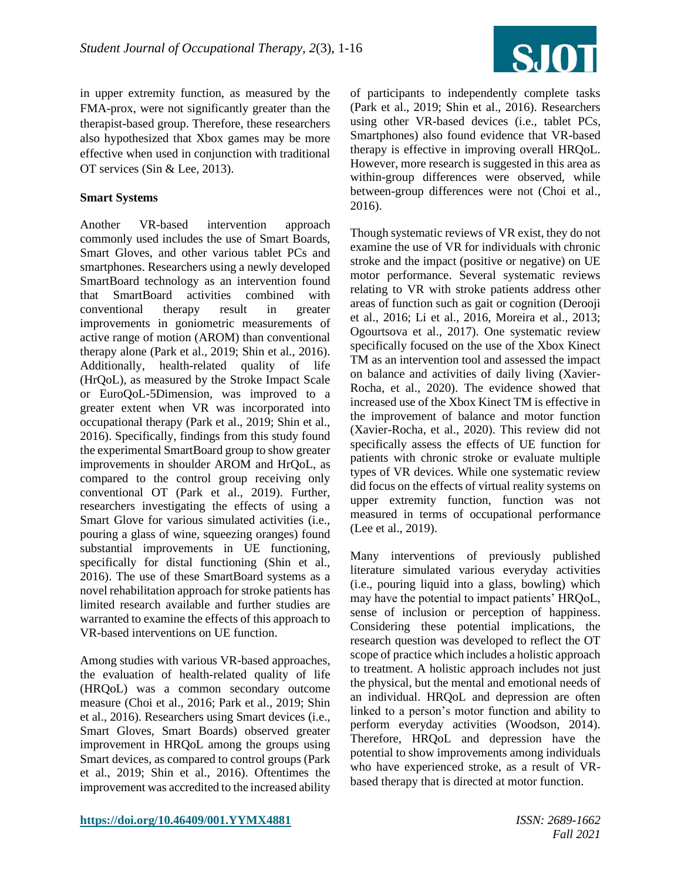in upper extremity function, as measured by the FMA-prox, were not significantly greater than the therapist-based group. Therefore, these researchers also hypothesized that Xbox games may be more effective when used in conjunction with traditional OT services (Sin & Lee, 2013).

**Smart Systems**

Another VR-based intervention approach commonly used includes the use of Smart Boards, Smart Gloves, and other various tablet PCs and smartphones. Researchers using a newly developed SmartBoard technology as an intervention found that SmartBoard activities combined with conventional therapy result in greater improvements in goniometric measurements of active range of motion (AROM) than conventional therapy alone (Park et al., 2019; Shin et al., 2016). Additionally, health-related quality of life (HrQoL), as measured by the Stroke Impact Scale or EuroQoL-5Dimension, was improved to a greater extent when VR was incorporated into occupational therapy (Park et al., 2019; Shin et al., 2016). Specifically, findings from this study found the experimental SmartBoard group to show greater improvements in shoulder AROM and HrQoL, as compared to the control group receiving only conventional OT (Park et al., 2019). Further, researchers investigating the effects of using a Smart Glove for various simulated activities (i.e., pouring a glass of wine, squeezing oranges) found substantial improvements in UE functioning, specifically for distal functioning (Shin et al., 2016). The use of these SmartBoard systems as a novel rehabilitation approach for stroke patients has limited research available and further studies are warranted to examine the effects of this approach to VR-based interventions on UE function.

Among studies with various VR-based approaches, the evaluation of health-related quality of life (HRQoL) was a common secondary outcome measure (Choi et al., 2016; Park et al., 2019; Shin et al., 2016). Researchers using Smart devices (i.e., Smart Gloves, Smart Boards) observed greater improvement in HRQoL among the groups using Smart devices, as compared to control groups (Park et al., 2019; Shin et al., 2016). Oftentimes the improvement was accredited to the increased ability of participants to independently complete tasks (Park et al., 2019; Shin et al., 2016). Researchers using other VR-based devices (i.e., tablet PCs, Smartphones) also found evidence that VR-based therapy is effective in improving overall HRQoL. However, more research is suggested in this area as within-group differences were observed, while between-group differences were not (Choi et al., 2016).

Though systematic reviews of VR exist, they do not examine the use of VR for individuals with chronic stroke and the impact (positive or negative) on UE motor performance. Several systematic reviews relating to VR with stroke patients address other areas of function such as gait or cognition (Derooji et al., 2016; Li et al., 2016, Moreira et al., 2013; Ogourtsova et al., 2017). One systematic review specifically focused on the use of the Xbox Kinect TM as an intervention tool and assessed the impact on balance and activities of daily living (Xavier-Rocha, et al., 2020). The evidence showed that increased use of the Xbox Kinect TM is effective in the improvement of balance and motor function (Xavier-Rocha, et al., 2020). This review did not specifically assess the effects of UE function for patients with chronic stroke or evaluate multiple types of VR devices. While one systematic review did focus on the effects of virtual reality systems on upper extremity function, function was not measured in terms of occupational performance (Lee et al., 2019).

Many interventions of previously published literature simulated various everyday activities (i.e., pouring liquid into a glass, bowling) which may have the potential to impact patients' HRQoL, sense of inclusion or perception of happiness. Considering these potential implications, the research question was developed to reflect the OT scope of practice which includes a holistic approach to treatment. A holistic approach includes not just the physical, but the mental and emotional needs of an individual. HRQoL and depression are often linked to a person's motor function and ability to perform everyday activities (Woodson, 2014). Therefore, HRQoL and depression have the potential to show improvements among individuals who have experienced stroke, as a result of VR-based therapy that is directed at motor function.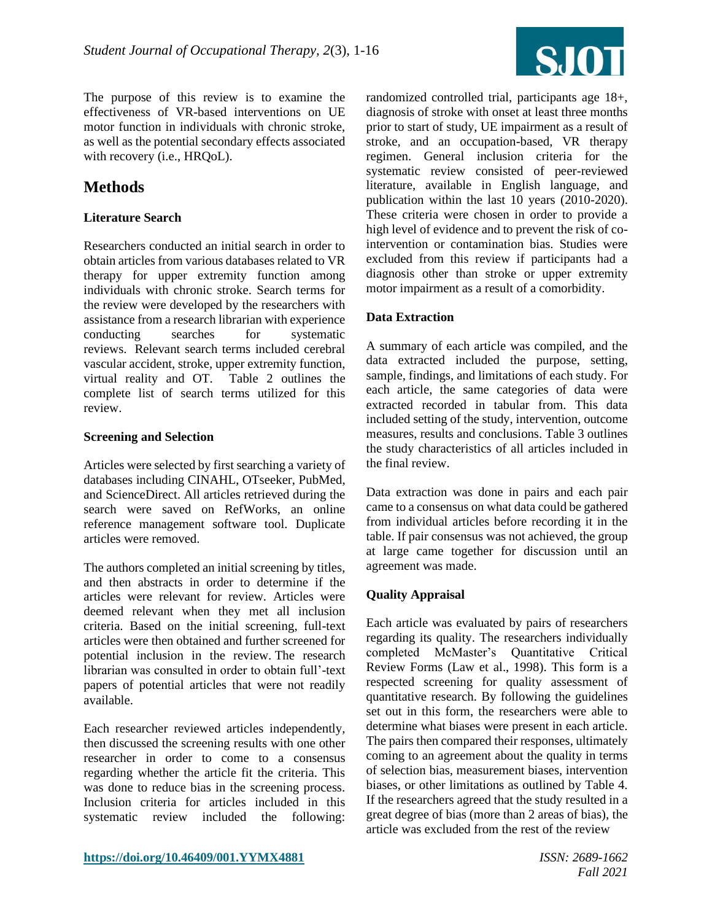The purpose of this review is to examine the effectiveness of VR-based interventions on UE motor function in individuals with chronic stroke, as well as the potential secondary effects associated with recovery (i.e., HRQoL).

## Methods

### Literature Search

Researchers conducted an initial search in order to obtain articles from various databases related to VR therapy for upper extremity function among individuals with chronic stroke. Search terms for the review were developed by the researchers with assistance from a research librarian with experience conducting searches for systematic reviews. Relevant search terms included cerebral vascular accident, stroke, upper extremity function, virtual reality and OT. Table 2 outlines the complete list of search terms utilized for this review.

### Screening and Selection

Articles were selected by first searching a variety of databases including CINAHL, OTseeker, PubMed, and ScienceDirect. All articles retrieved during the search were saved on RefWorks, an online reference management software tool. Duplicate articles were removed.

The authors completed an initial screening by titles, and then abstracts in order to determine if the articles were relevant for review. Articles were deemed relevant when they met all inclusion criteria. Based on the initial screening, full-text articles were then obtained and further screened for potential inclusion in the review. The research librarian was consulted in order to obtain full'-text papers of potential articles that were not readily available.

Each researcher reviewed articles independently, then discussed the screening results with one other researcher in order to come to a consensus regarding whether the article fit the criteria. This was done to reduce bias in the screening process. Inclusion criteria for articles included in this systematic review included the following: randomized controlled trial, participants age 18+, diagnosis of stroke with onset at least three months prior to start of study, UE impairment as a result of stroke, and an occupation-based, VR therapy regimen. General inclusion criteria for the systematic review consisted of peer-reviewed literature, available in English language, and publication within the last 10 years (2010-2020). These criteria were chosen in order to provide a high level of evidence and to prevent the risk of co-intervention or contamination bias. Studies were excluded from this review if participants had a diagnosis other than stroke or upper extremity motor impairment as a result of a comorbidity.

### Data Extraction

A summary of each article was compiled, and the data extracted included the purpose, setting, sample, findings, and limitations of each study. For each article, the same categories of data were extracted recorded in tabular from. This data included setting of the study, intervention, outcome measures, results and conclusions. Table 3 outlines the study characteristics of all articles included in the final review.

Data extraction was done in pairs and each pair came to a consensus on what data could be gathered from individual articles before recording it in the table. If pair consensus was not achieved, the group at large came together for discussion until an agreement was made.

### Quality Appraisal

Each article was evaluated by pairs of researchers regarding its quality. The researchers individually completed McMaster's Quantitative Critical Review Forms (Law et al., 1998). This form is a respected screening for quality assessment of quantitative research. By following the guidelines set out in this form, the researchers were able to determine what biases were present in each article. The pairs then compared their responses, ultimately coming to an agreement about the quality in terms of selection bias, measurement biases, intervention biases, or other limitations as outlined by Table 4. If the researchers agreed that the study resulted in a great degree of bias (more than 2 areas of bias), the article was excluded from the rest of the review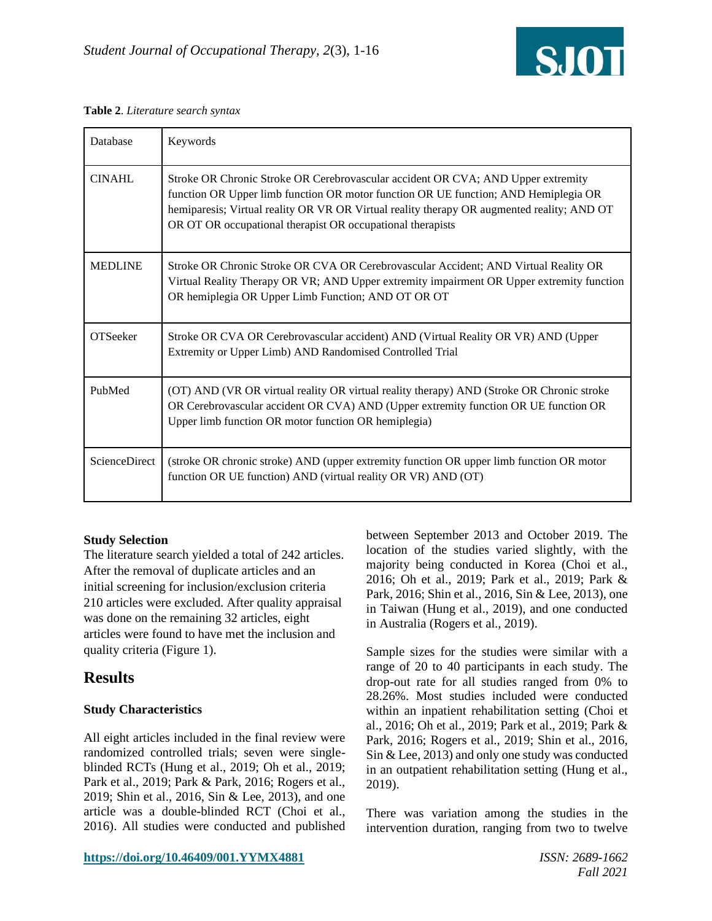**Table 2**. *Literature search syntax*

| Database | Keywords |
|---|---|
| CINAHL | Stroke OR Chronic Stroke OR Cerebrovascular accident OR CVA; AND Upper extremity function OR Upper limb function OR motor function OR UE function; AND Hemiplegia OR hemiparesis; Virtual reality OR VR OR Virtual reality therapy OR augmented reality; AND OT OR OT OR occupational therapist OR occupational therapists |
| MEDLINE | Stroke OR Chronic Stroke OR CVA OR Cerebrovascular Accident; AND Virtual Reality OR Virtual Reality Therapy OR VR; AND Upper extremity impairment OR Upper extremity function OR hemiplegia OR Upper Limb Function; AND OT OR OT |
| OTSeeker | Stroke OR CVA OR Cerebrovascular accident) AND (Virtual Reality OR VR) AND (Upper Extremity or Upper Limb) AND Randomised Controlled Trial |
| PubMed | (OT) AND (VR OR virtual reality OR virtual reality therapy) AND (Stroke OR Chronic stroke OR Cerebrovascular accident OR CVA) AND (Upper extremity function OR UE function OR Upper limb function OR motor function OR hemiplegia) |
| ScienceDirect | (stroke OR chronic stroke) AND (upper extremity function OR upper limb function OR motor function OR UE function) AND (virtual reality OR VR) AND (OT) |

**Study Selection**

The literature search yielded a total of 242 articles. After the removal of duplicate articles and an initial screening for inclusion/exclusion criteria 210 articles were excluded. After quality appraisal was done on the remaining 32 articles, eight articles were found to have met the inclusion and quality criteria (Figure 1).

## Results

### Study Characteristics

All eight articles included in the final review were randomized controlled trials; seven were single-blinded RCTs (Hung et al., 2019; Oh et al., 2019; Park et al., 2019; Park & Park, 2016; Rogers et al., 2019; Shin et al., 2016, Sin & Lee, 2013), and one article was a double-blinded RCT (Choi et al., 2016). All studies were conducted and published between September 2013 and October 2019. The location of the studies varied slightly, with the majority being conducted in Korea (Choi et al., 2016; Oh et al., 2019; Park et al., 2019; Park & Park, 2016; Shin et al., 2016, Sin & Lee, 2013), one in Taiwan (Hung et al., 2019), and one conducted in Australia (Rogers et al., 2019).

Sample sizes for the studies were similar with a range of 20 to 40 participants in each study. The drop-out rate for all studies ranged from 0% to 28.26%. Most studies included were conducted within an inpatient rehabilitation setting (Choi et al., 2016; Oh et al., 2019; Park et al., 2019; Park & Park, 2016; Rogers et al., 2019; Shin et al., 2016, Sin & Lee, 2013) and only one study was conducted in an outpatient rehabilitation setting (Hung et al., 2019).

There was variation among the studies in the intervention duration, ranging from two to twelve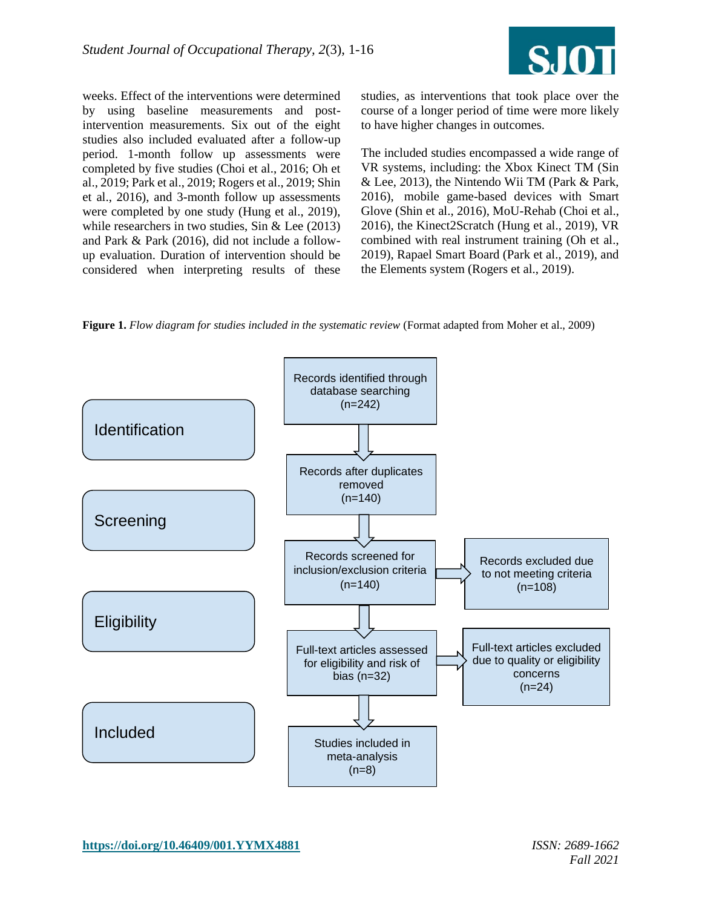weeks. Effect of the interventions were determined by using baseline measurements and post-intervention measurements. Six out of the eight studies also included evaluated after a follow-up period. 1-month follow up assessments were completed by five studies (Choi et al., 2016; Oh et al., 2019; Park et al., 2019; Rogers et al., 2019; Shin et al., 2016), and 3-month follow up assessments were completed by one study (Hung et al., 2019), while researchers in two studies, Sin & Lee (2013) and Park & Park (2016), did not include a follow-up evaluation. Duration of intervention should be considered when interpreting results of these studies, as interventions that took place over the course of a longer period of time were more likely to have higher changes in outcomes.

The included studies encompassed a wide range of VR systems, including: the Xbox Kinect TM (Sin & Lee, 2013), the Nintendo Wii TM (Park & Park, 2016), mobile game-based devices with Smart Glove (Shin et al., 2016), MoU-Rehab (Choi et al., 2016), the Kinect2Scratch (Hung et al., 2019), VR combined with real instrument training (Oh et al., 2019), Rapael Smart Board (Park et al., 2019), and the Elements system (Rogers et al., 2019).

**Figure 1.** *Flow diagram for studies included in the systematic review* (Format adapted from Moher et al., 2009)

Identification

- Records identified through database searching (n=242)

Screening

- Records after duplicates removed (n=140)
- Records screened for inclusion/exclusion criteria (n=140) → Records excluded due to not meeting criteria (n=108)

Eligibility

- Full-text articles assessed for eligibility and risk of bias (n=32) → Full-text articles excluded due to quality or eligibility concerns (n=24)

Included

- Studies included in meta-analysis (n=8)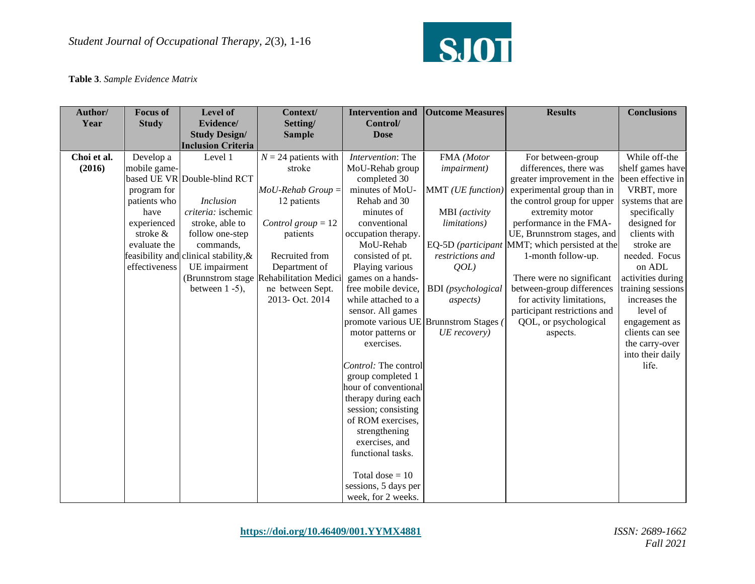**Table 3**. *Sample Evidence Matrix*

| Author/ Year | Focus of Study | Level of Evidence/ Study Design/ Inclusion Criteria | Context/ Setting/ Sample | Intervention and Control/ Dose | Outcome Measures | Results | Conclusions |
|---|---|---|---|---|---|---|---|
| **Choi et al. (2016)** | Develop a mobile game-based UE VR program for patients who have experienced stroke & evaluate the feasibility and effectiveness | Level 1<br><br>Double-blind RCT<br><br>*Inclusion criteria:* ischemic stroke, able to follow one-step commands, clinical stability,& UE impairment (Brunnstrom stage between 1 -5), | *N* = 24 patients with stroke<br><br>*MoU-Rehab Group* = 12 patients<br><br>*Control group* = 12 patients<br><br>Recruited from Department of Rehabilitation Medicine between Sept. 2013- Oct. 2014 | *Intervention*: The MoU-Rehab group completed 30 minutes of MoU-Rehab and 30 minutes of conventional occupation therapy. MoU-Rehab consisted of pt. Playing various games on a hands-free mobile device, while attached to a sensor. All games promote various UE motor patterns or exercises.<br><br>*Control:* The control group completed 1 hour of conventional therapy during each session; consisting of ROM exercises, strengthening exercises, and functional tasks.<br><br>Total dose = 10 sessions, 5 days per week, for 2 weeks. | FMA *(Motor impairment)*<br><br>MMT *(UE function)*<br><br>MBI *(activity limitations)*<br><br>EQ-5D *(participant restrictions and QOL)*<br><br>BDI *(psychological aspects)*<br><br>Brunnstrom Stages *(UE recovery)* | For between-group differences, there was greater improvement in the experimental group than in the control group for upper extremity motor performance in the FMA-UE, Brunnstrom stages, and MMT; which persisted at the 1-month follow-up.<br><br>There were no significant between-group differences for activity limitations, participant restrictions and QOL, or psychological aspects. | While off-the shelf games have been effective in VRBT, more systems that are specifically designed for clients with stroke are needed. Focus on ADL activities during training sessions increases the level of engagement as clients can see the carry-over into their daily life. |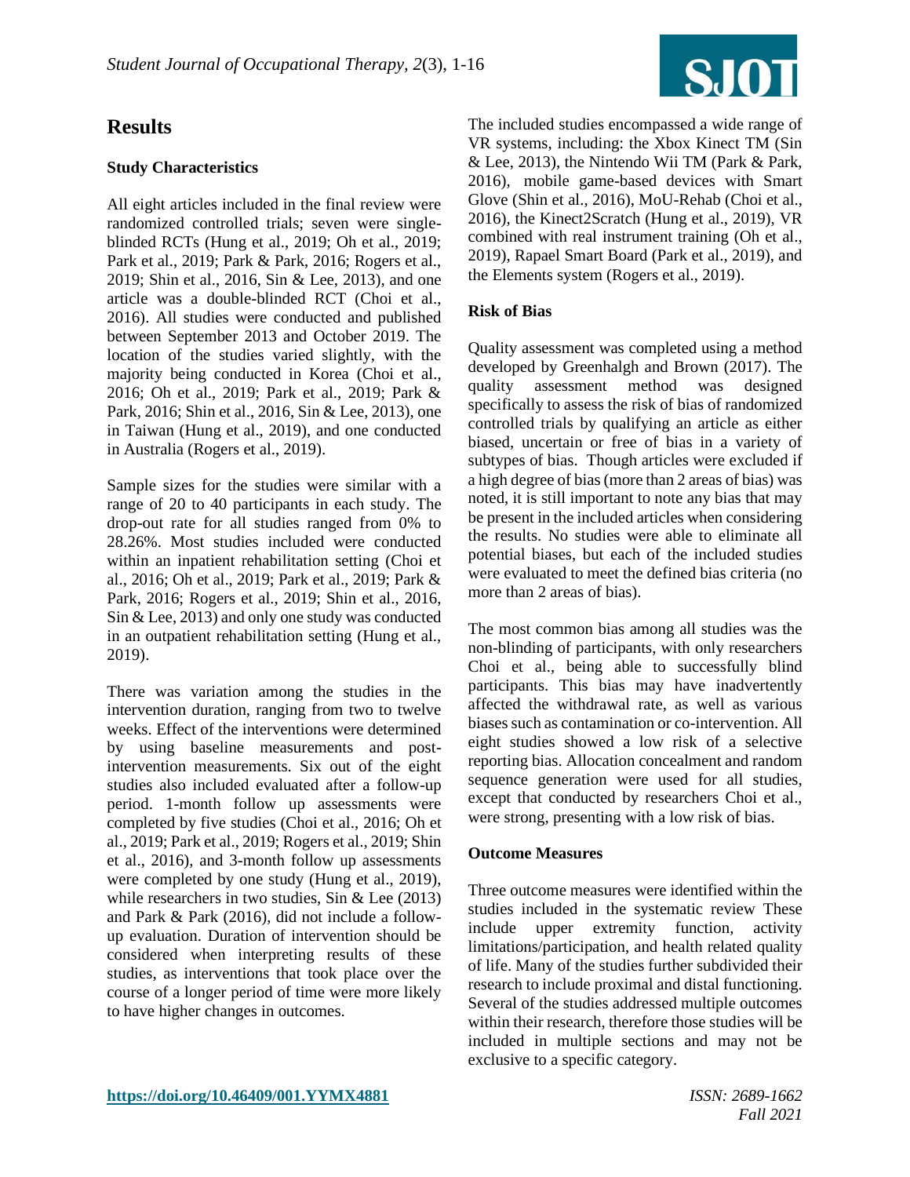## Results

### Study Characteristics

All eight articles included in the final review were randomized controlled trials; seven were single-blinded RCTs (Hung et al., 2019; Oh et al., 2019; Park et al., 2019; Park & Park, 2016; Rogers et al., 2019; Shin et al., 2016, Sin & Lee, 2013), and one article was a double-blinded RCT (Choi et al., 2016). All studies were conducted and published between September 2013 and October 2019. The location of the studies varied slightly, with the majority being conducted in Korea (Choi et al., 2016; Oh et al., 2019; Park et al., 2019; Park & Park, 2016; Shin et al., 2016, Sin & Lee, 2013), one in Taiwan (Hung et al., 2019), and one conducted in Australia (Rogers et al., 2019).

Sample sizes for the studies were similar with a range of 20 to 40 participants in each study. The drop-out rate for all studies ranged from 0% to 28.26%. Most studies included were conducted within an inpatient rehabilitation setting (Choi et al., 2016; Oh et al., 2019; Park et al., 2019; Park & Park, 2016; Rogers et al., 2019; Shin et al., 2016, Sin & Lee, 2013) and only one study was conducted in an outpatient rehabilitation setting (Hung et al., 2019).

There was variation among the studies in the intervention duration, ranging from two to twelve weeks. Effect of the interventions were determined by using baseline measurements and post-intervention measurements. Six out of the eight studies also included evaluated after a follow-up period. 1-month follow up assessments were completed by five studies (Choi et al., 2016; Oh et al., 2019; Park et al., 2019; Rogers et al., 2019; Shin et al., 2016), and 3-month follow up assessments were completed by one study (Hung et al., 2019), while researchers in two studies, Sin & Lee (2013) and Park & Park (2016), did not include a follow-up evaluation. Duration of intervention should be considered when interpreting results of these studies, as interventions that took place over the course of a longer period of time were more likely to have higher changes in outcomes.

The included studies encompassed a wide range of VR systems, including: the Xbox Kinect TM (Sin & Lee, 2013), the Nintendo Wii TM (Park & Park, 2016), mobile game-based devices with Smart Glove (Shin et al., 2016), MoU-Rehab (Choi et al., 2016), the Kinect2Scratch (Hung et al., 2019), VR combined with real instrument training (Oh et al., 2019), Rapael Smart Board (Park et al., 2019), and the Elements system (Rogers et al., 2019).

### Risk of Bias

Quality assessment was completed using a method developed by Greenhalgh and Brown (2017). The quality assessment method was designed specifically to assess the risk of bias of randomized controlled trials by qualifying an article as either biased, uncertain or free of bias in a variety of subtypes of bias. Though articles were excluded if a high degree of bias (more than 2 areas of bias) was noted, it is still important to note any bias that may be present in the included articles when considering the results. No studies were able to eliminate all potential biases, but each of the included studies were evaluated to meet the defined bias criteria (no more than 2 areas of bias).

The most common bias among all studies was the non-blinding of participants, with only researchers Choi et al., being able to successfully blind participants. This bias may have inadvertently affected the withdrawal rate, as well as various biases such as contamination or co-intervention. All eight studies showed a low risk of a selective reporting bias. Allocation concealment and random sequence generation were used for all studies, except that conducted by researchers Choi et al., were strong, presenting with a low risk of bias.

### Outcome Measures

Three outcome measures were identified within the studies included in the systematic review These include upper extremity function, activity limitations/participation, and health related quality of life. Many of the studies further subdivided their research to include proximal and distal functioning. Several of the studies addressed multiple outcomes within their research, therefore those studies will be included in multiple sections and may not be exclusive to a specific category.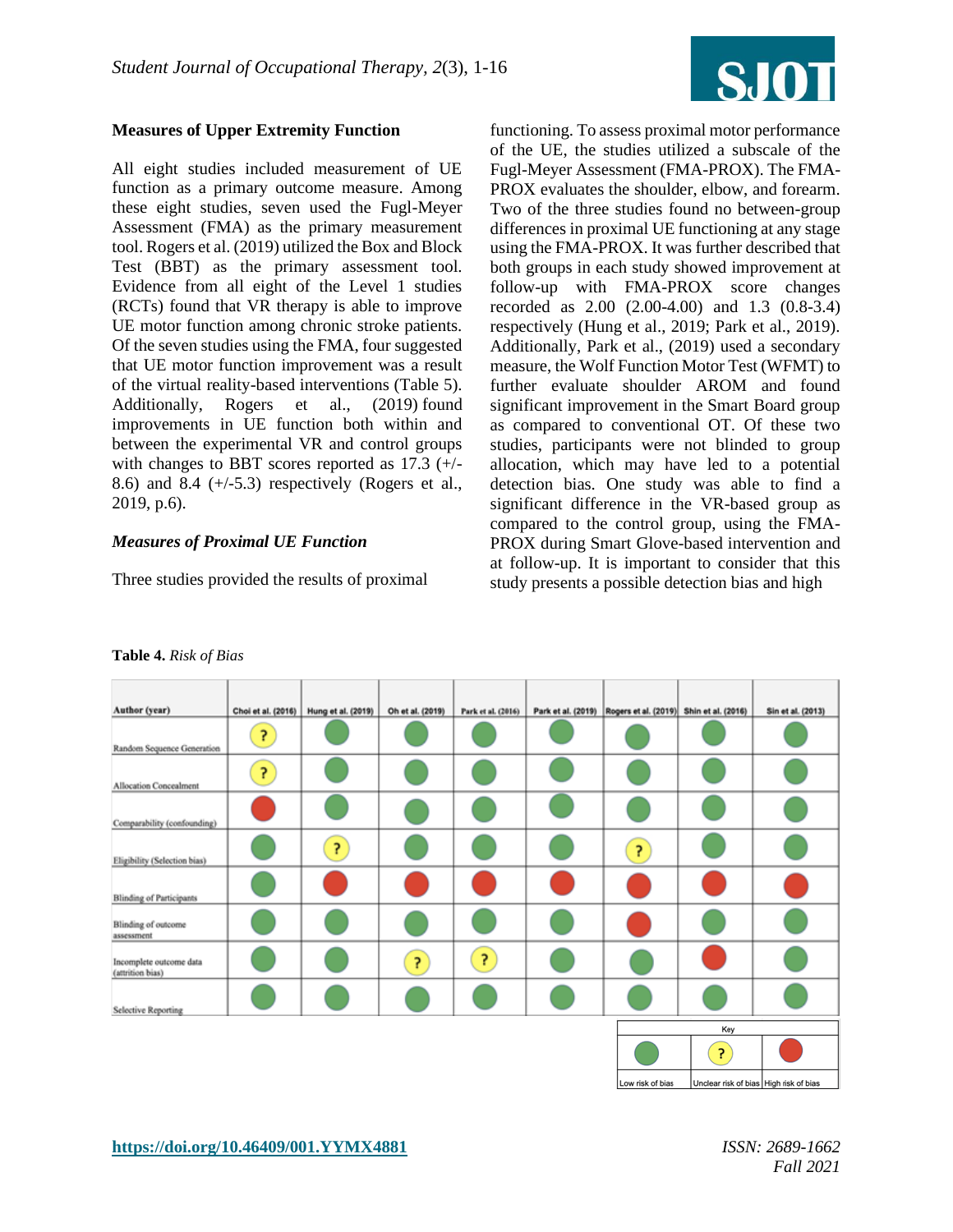### Measures of Upper Extremity Function

All eight studies included measurement of UE function as a primary outcome measure. Among these eight studies, seven used the Fugl-Meyer Assessment (FMA) as the primary measurement tool. Rogers et al. (2019) utilized the Box and Block Test (BBT) as the primary assessment tool. Evidence from all eight of the Level 1 studies (RCTs) found that VR therapy is able to improve UE motor function among chronic stroke patients. Of the seven studies using the FMA, four suggested that UE motor function improvement was a result of the virtual reality-based interventions (Table 5). Additionally, Rogers et al., (2019) found improvements in UE function both within and between the experimental VR and control groups with changes to BBT scores reported as 17.3 (+/-8.6) and 8.4 (+/-5.3) respectively (Rogers et al., 2019, p.6).

### *Measures of Proximal UE Function*

Three studies provided the results of proximal functioning. To assess proximal motor performance of the UE, the studies utilized a subscale of the Fugl-Meyer Assessment (FMA-PROX). The FMA-PROX evaluates the shoulder, elbow, and forearm. Two of the three studies found no between-group differences in proximal UE functioning at any stage using the FMA-PROX. It was further described that both groups in each study showed improvement at follow-up with FMA-PROX score changes recorded as 2.00 (2.00-4.00) and 1.3 (0.8-3.4) respectively (Hung et al., 2019; Park et al., 2019). Additionally, Park et al., (2019) used a secondary measure, the Wolf Function Motor Test (WFMT) to further evaluate shoulder AROM and found significant improvement in the Smart Board group as compared to conventional OT. Of these two studies, participants were not blinded to group allocation, which may have led to a potential detection bias. One study was able to find a significant difference in the VR-based group as compared to the control group, using the FMA-PROX during Smart Glove-based intervention and at follow-up. It is important to consider that this study presents a possible detection bias and high

**Table 4.** *Risk of Bias*

| Author (year) | Choi et al. (2016) | Hung et al. (2019) | Oh et al. (2019) | Park et al. (2016) | Park et al. (2019) | Rogers et al. (2019) | Shin et al. (2016) | Sin et al. (2013) |
|---|---|---|---|---|---|---|---|---|
| Random Sequence Generation | ? | Low | Low | Low | Low | Low | Low | Low |
| Allocation Concealment | ? | Low | Low | Low | Low | Low | Low | Low |
| Comparability (confounding) | High | Low | Low | Low | Low | Low | Low | Low |
| Eligibility (Selection bias) | Low | ? | Low | Low | Low | ? | Low | Low |
| Blinding of Participants | Low | High | High | High | High | High | High | High |
| Blinding of outcome assessment | Low | Low | Low | Low | Low | High | Low | Low |
| Incomplete outcome data (attrition bias) | Low | Low | ? | ? | Low | Low | High | Low |
| Selective Reporting | Low | Low | Low | Low | Low | Low | Low | Low |

Key: Low risk of bias (green); ? Unclear risk of bias (yellow); High risk of bias (red)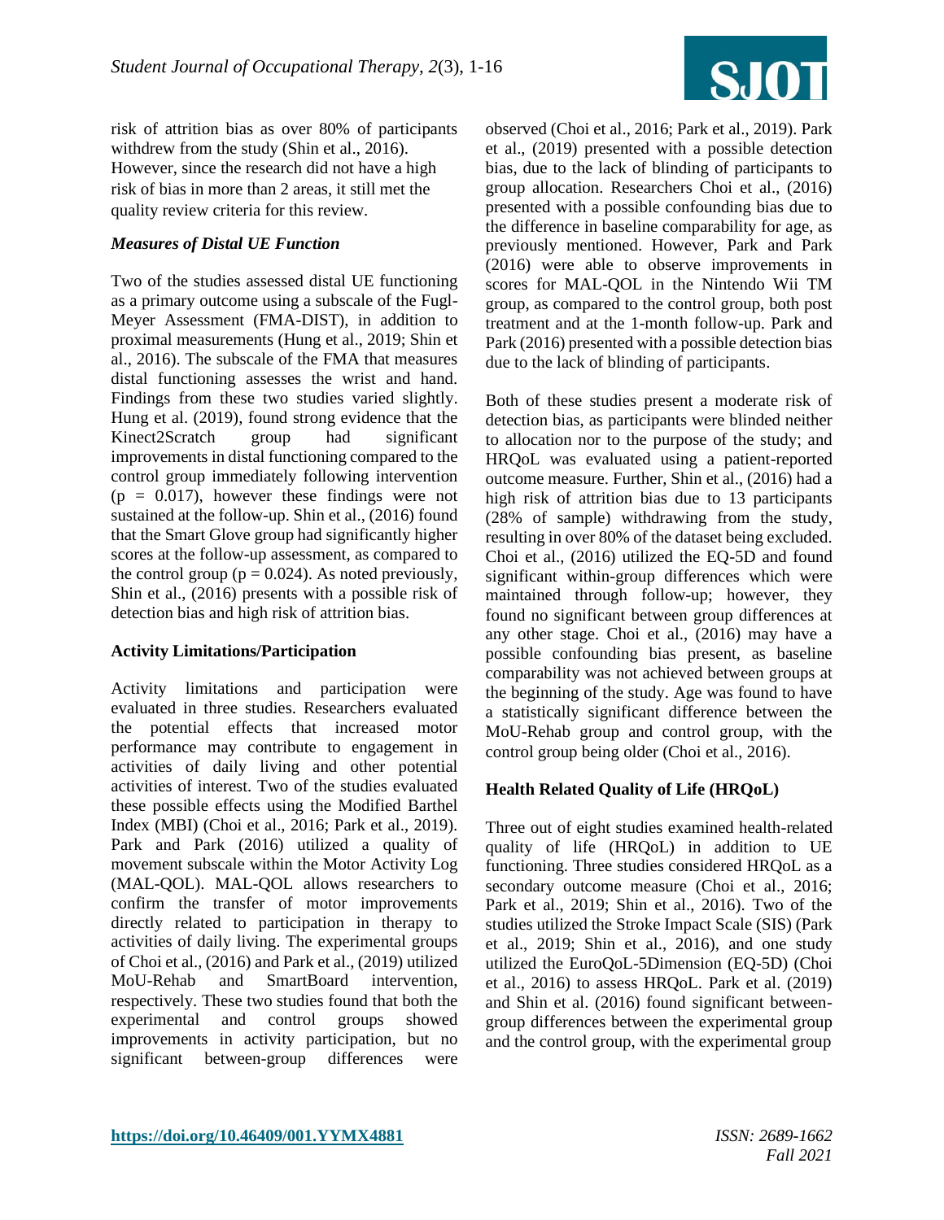risk of attrition bias as over 80% of participants withdrew from the study (Shin et al., 2016). However, since the research did not have a high risk of bias in more than 2 areas, it still met the quality review criteria for this review.

### *Measures of Distal UE Function*

Two of the studies assessed distal UE functioning as a primary outcome using a subscale of the Fugl-Meyer Assessment (FMA-DIST), in addition to proximal measurements (Hung et al., 2019; Shin et al., 2016). The subscale of the FMA that measures distal functioning assesses the wrist and hand. Findings from these two studies varied slightly. Hung et al. (2019), found strong evidence that the Kinect2Scratch group had significant improvements in distal functioning compared to the control group immediately following intervention ($p = 0.017$), however these findings were not sustained at the follow-up. Shin et al., (2016) found that the Smart Glove group had significantly higher scores at the follow-up assessment, as compared to the control group ($p = 0.024$). As noted previously, Shin et al., (2016) presents with a possible risk of detection bias and high risk of attrition bias.

### **Activity Limitations/Participation**

Activity limitations and participation were evaluated in three studies. Researchers evaluated the potential effects that increased motor performance may contribute to engagement in activities of daily living and other potential activities of interest. Two of the studies evaluated these possible effects using the Modified Barthel Index (MBI) (Choi et al., 2016; Park et al., 2019). Park and Park (2016) utilized a quality of movement subscale within the Motor Activity Log (MAL-QOL). MAL-QOL allows researchers to confirm the transfer of motor improvements directly related to participation in therapy to activities of daily living. The experimental groups of Choi et al., (2016) and Park et al., (2019) utilized MoU-Rehab and SmartBoard intervention, respectively. These two studies found that both the experimental and control groups showed improvements in activity participation, but no significant between-group differences were observed (Choi et al., 2016; Park et al., 2019). Park et al., (2019) presented with a possible detection bias, due to the lack of blinding of participants to group allocation. Researchers Choi et al., (2016) presented with a possible confounding bias due to the difference in baseline comparability for age, as previously mentioned. However, Park and Park (2016) were able to observe improvements in scores for MAL-QOL in the Nintendo Wii TM group, as compared to the control group, both post treatment and at the 1-month follow-up. Park and Park (2016) presented with a possible detection bias due to the lack of blinding of participants.

Both of these studies present a moderate risk of detection bias, as participants were blinded neither to allocation nor to the purpose of the study; and HRQoL was evaluated using a patient-reported outcome measure. Further, Shin et al., (2016) had a high risk of attrition bias due to 13 participants (28% of sample) withdrawing from the study, resulting in over 80% of the dataset being excluded. Choi et al., (2016) utilized the EQ-5D and found significant within-group differences which were maintained through follow-up; however, they found no significant between group differences at any other stage. Choi et al., (2016) may have a possible confounding bias present, as baseline comparability was not achieved between groups at the beginning of the study. Age was found to have a statistically significant difference between the MoU-Rehab group and control group, with the control group being older (Choi et al., 2016).

### **Health Related Quality of Life (HRQoL)**

Three out of eight studies examined health-related quality of life (HRQoL) in addition to UE functioning. Three studies considered HRQoL as a secondary outcome measure (Choi et al., 2016; Park et al., 2019; Shin et al., 2016). Two of the studies utilized the Stroke Impact Scale (SIS) (Park et al., 2019; Shin et al., 2016), and one study utilized the EuroQoL-5Dimension (EQ-5D) (Choi et al., 2016) to assess HRQoL. Park et al. (2019) and Shin et al. (2016) found significant between-group differences between the experimental group and the control group, with the experimental group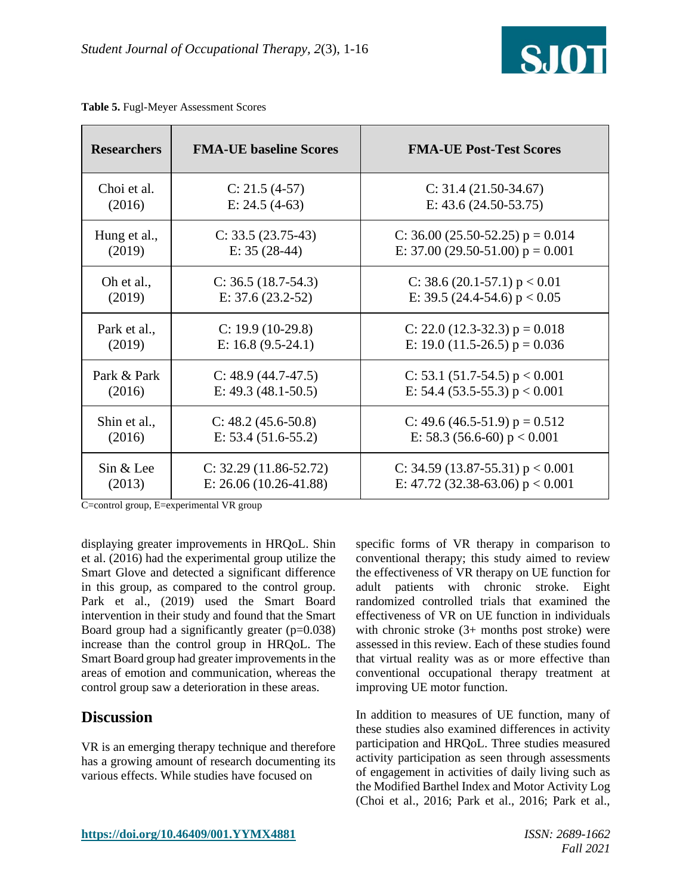**Table 5.** Fugl-Meyer Assessment Scores

| Researchers | FMA-UE baseline Scores | FMA-UE Post-Test Scores |
|---|---|---|
| Choi et al. (2016) | C: 21.5 (4-57)<br>E: 24.5 (4-63) | C: 31.4 (21.50-34.67)<br>E: 43.6 (24.50-53.75) |
| Hung et al., (2019) | C: 33.5 (23.75-43)<br>E: 35 (28-44) | C: 36.00 (25.50-52.25) $p = 0.014$<br>E: 37.00 (29.50-51.00) $p = 0.001$ |
| Oh et al., (2019) | C: 36.5 (18.7-54.3)<br>E: 37.6 (23.2-52) | C: 38.6 (20.1-57.1) $p < 0.01$<br>E: 39.5 (24.4-54.6) $p < 0.05$ |
| Park et al., (2019) | C: 19.9 (10-29.8)<br>E: 16.8 (9.5-24.1) | C: 22.0 (12.3-32.3) $p = 0.018$<br>E: 19.0 (11.5-26.5) $p = 0.036$ |
| Park & Park (2016) | C: 48.9 (44.7-47.5)<br>E: 49.3 (48.1-50.5) | C: 53.1 (51.7-54.5) $p < 0.001$<br>E: 54.4 (53.5-55.3) $p < 0.001$ |
| Shin et al., (2016) | C: 48.2 (45.6-50.8)<br>E: 53.4 (51.6-55.2) | C: 49.6 (46.5-51.9) $p = 0.512$<br>E: 58.3 (56.6-60) $p < 0.001$ |
| Sin & Lee (2013) | C: 32.29 (11.86-52.72)<br>E: 26.06 (10.26-41.88) | C: 34.59 (13.87-55.31) $p < 0.001$<br>E: 47.72 (32.38-63.06) $p < 0.001$ |

C=control group, E=experimental VR group

displaying greater improvements in HRQoL. Shin et al. (2016) had the experimental group utilize the Smart Glove and detected a significant difference in this group, as compared to the control group. Park et al., (2019) used the Smart Board intervention in their study and found that the Smart Board group had a significantly greater ($p=0.038$) increase than the control group in HRQoL. The Smart Board group had greater improvements in the areas of emotion and communication, whereas the control group saw a deterioration in these areas.

## Discussion

VR is an emerging therapy technique and therefore has a growing amount of research documenting its various effects. While studies have focused on specific forms of VR therapy in comparison to conventional therapy; this study aimed to review the effectiveness of VR therapy on UE function for adult patients with chronic stroke. Eight randomized controlled trials that examined the effectiveness of VR on UE function in individuals with chronic stroke (3+ months post stroke) were assessed in this review. Each of these studies found that virtual reality was as or more effective than conventional occupational therapy treatment at improving UE motor function.

In addition to measures of UE function, many of these studies also examined differences in activity participation and HRQoL. Three studies measured activity participation as seen through assessments of engagement in activities of daily living such as the Modified Barthel Index and Motor Activity Log (Choi et al., 2016; Park et al., 2016; Park et al.,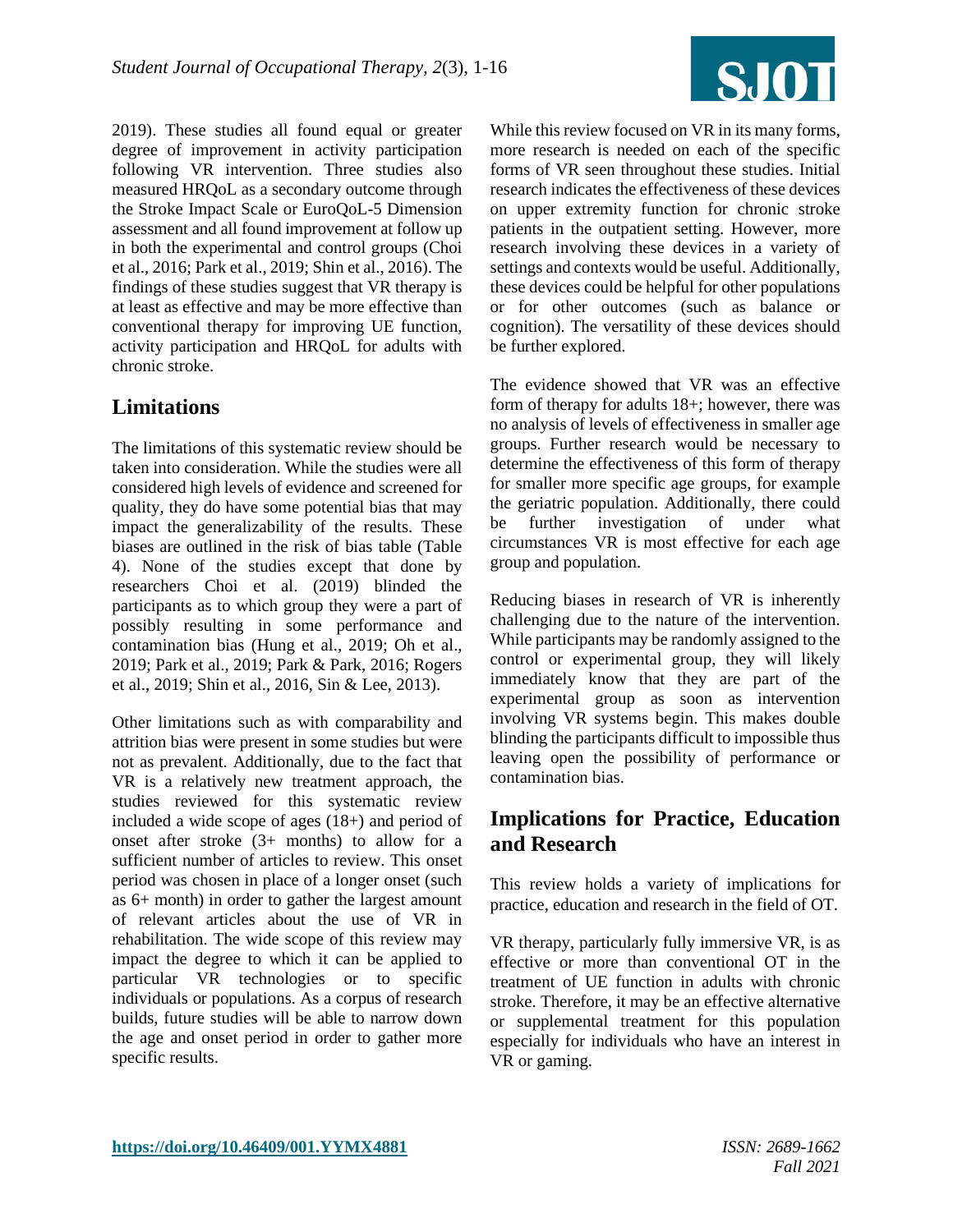2019). These studies all found equal or greater degree of improvement in activity participation following VR intervention. Three studies also measured HRQoL as a secondary outcome through the Stroke Impact Scale or EuroQoL-5 Dimension assessment and all found improvement at follow up in both the experimental and control groups (Choi et al., 2016; Park et al., 2019; Shin et al., 2016). The findings of these studies suggest that VR therapy is at least as effective and may be more effective than conventional therapy for improving UE function, activity participation and HRQoL for adults with chronic stroke.

## Limitations

The limitations of this systematic review should be taken into consideration. While the studies were all considered high levels of evidence and screened for quality, they do have some potential bias that may impact the generalizability of the results. These biases are outlined in the risk of bias table (Table 4). None of the studies except that done by researchers Choi et al. (2019) blinded the participants as to which group they were a part of possibly resulting in some performance and contamination bias (Hung et al., 2019; Oh et al., 2019; Park et al., 2019; Park & Park, 2016; Rogers et al., 2019; Shin et al., 2016, Sin & Lee, 2013).

Other limitations such as with comparability and attrition bias were present in some studies but were not as prevalent. Additionally, due to the fact that VR is a relatively new treatment approach, the studies reviewed for this systematic review included a wide scope of ages (18+) and period of onset after stroke (3+ months) to allow for a sufficient number of articles to review. This onset period was chosen in place of a longer onset (such as 6+ month) in order to gather the largest amount of relevant articles about the use of VR in rehabilitation. The wide scope of this review may impact the degree to which it can be applied to particular VR technologies or to specific individuals or populations. As a corpus of research builds, future studies will be able to narrow down the age and onset period in order to gather more specific results.

While this review focused on VR in its many forms, more research is needed on each of the specific forms of VR seen throughout these studies. Initial research indicates the effectiveness of these devices on upper extremity function for chronic stroke patients in the outpatient setting. However, more research involving these devices in a variety of settings and contexts would be useful. Additionally, these devices could be helpful for other populations or for other outcomes (such as balance or cognition). The versatility of these devices should be further explored.

The evidence showed that VR was an effective form of therapy for adults 18+; however, there was no analysis of levels of effectiveness in smaller age groups. Further research would be necessary to determine the effectiveness of this form of therapy for smaller more specific age groups, for example the geriatric population. Additionally, there could be further investigation of under what circumstances VR is most effective for each age group and population.

Reducing biases in research of VR is inherently challenging due to the nature of the intervention. While participants may be randomly assigned to the control or experimental group, they will likely immediately know that they are part of the experimental group as soon as intervention involving VR systems begin. This makes double blinding the participants difficult to impossible thus leaving open the possibility of performance or contamination bias.

## Implications for Practice, Education and Research

This review holds a variety of implications for practice, education and research in the field of OT.

VR therapy, particularly fully immersive VR, is as effective or more than conventional OT in the treatment of UE function in adults with chronic stroke. Therefore, it may be an effective alternative or supplemental treatment for this population especially for individuals who have an interest in VR or gaming.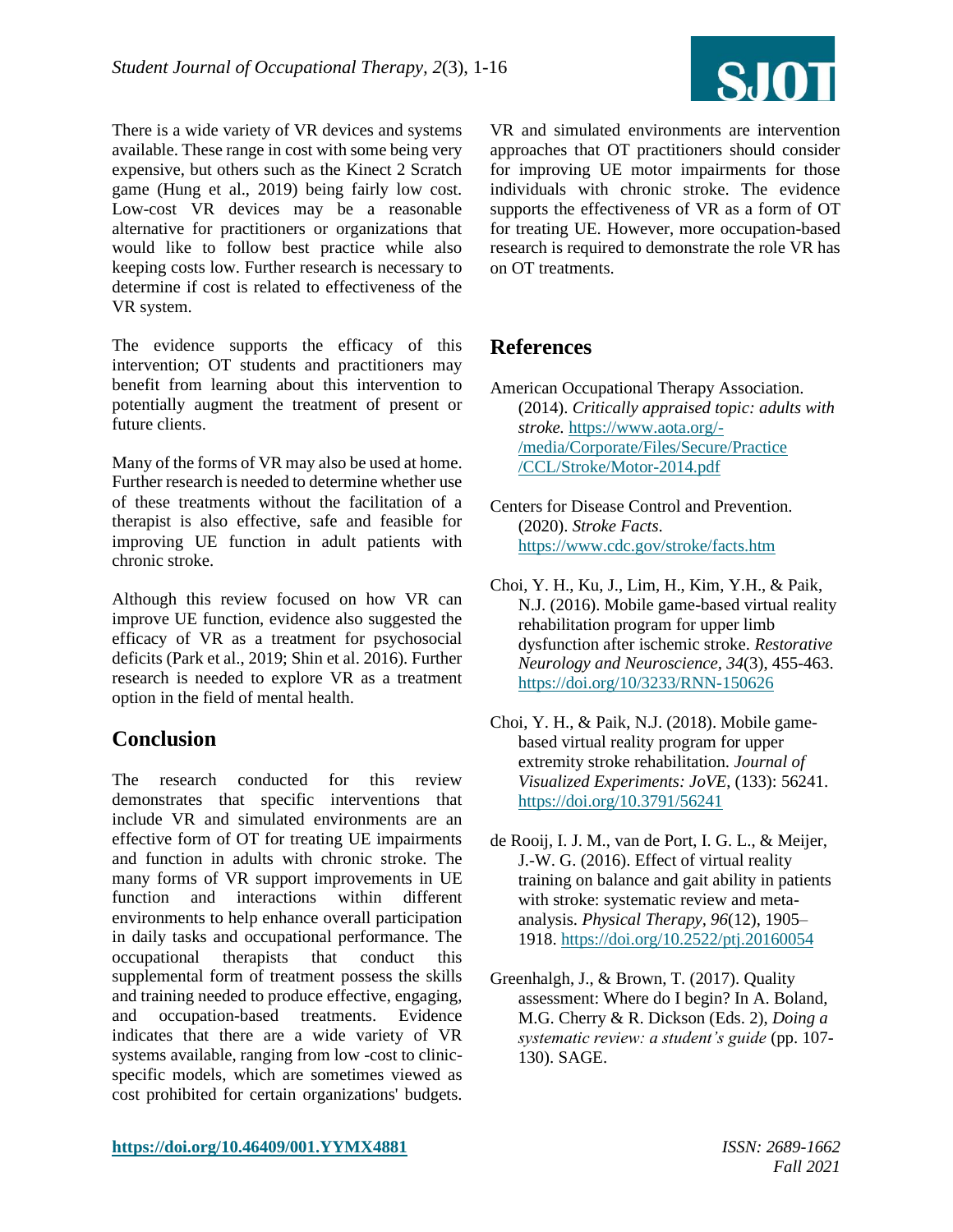There is a wide variety of VR devices and systems available. These range in cost with some being very expensive, but others such as the Kinect 2 Scratch game (Hung et al., 2019) being fairly low cost. Low-cost VR devices may be a reasonable alternative for practitioners or organizations that would like to follow best practice while also keeping costs low. Further research is necessary to determine if cost is related to effectiveness of the VR system.

The evidence supports the efficacy of this intervention; OT students and practitioners may benefit from learning about this intervention to potentially augment the treatment of present or future clients.

Many of the forms of VR may also be used at home. Further research is needed to determine whether use of these treatments without the facilitation of a therapist is also effective, safe and feasible for improving UE function in adult patients with chronic stroke.

Although this review focused on how VR can improve UE function, evidence also suggested the efficacy of VR as a treatment for psychosocial deficits (Park et al., 2019; Shin et al. 2016). Further research is needed to explore VR as a treatment option in the field of mental health.

## Conclusion

The research conducted for this review demonstrates that specific interventions that include VR and simulated environments are an effective form of OT for treating UE impairments and function in adults with chronic stroke. The many forms of VR support improvements in UE function and interactions within different environments to help enhance overall participation in daily tasks and occupational performance. The occupational therapists that conduct this supplemental form of treatment possess the skills and training needed to produce effective, engaging, and occupation-based treatments. Evidence indicates that there are a wide variety of VR systems available, ranging from low -cost to clinic-specific models, which are sometimes viewed as cost prohibited for certain organizations' budgets. VR and simulated environments are intervention approaches that OT practitioners should consider for improving UE motor impairments for those individuals with chronic stroke. The evidence supports the effectiveness of VR as a form of OT for treating UE. However, more occupation-based research is required to demonstrate the role VR has on OT treatments.

## References

American Occupational Therapy Association. (2014). *Critically appraised topic: adults with stroke.* https://www.aota.org/-/media/Corporate/Files/Secure/Practice/CCL/Stroke/Motor-2014.pdf

Centers for Disease Control and Prevention. (2020). *Stroke Facts.* https://www.cdc.gov/stroke/facts.htm

Choi, Y. H., Ku, J., Lim, H., Kim, Y.H., & Paik, N.J. (2016). Mobile game-based virtual reality rehabilitation program for upper limb dysfunction after ischemic stroke. *Restorative Neurology and Neuroscience, 34*(3), 455-463. https://doi.org/10/3233/RNN-150626

Choi, Y. H., & Paik, N.J. (2018). Mobile game-based virtual reality program for upper extremity stroke rehabilitation. *Journal of Visualized Experiments: JoVE*, (133): 56241. https://doi.org/10.3791/56241

de Rooij, I. J. M., van de Port, I. G. L., & Meijer, J.-W. G. (2016). Effect of virtual reality training on balance and gait ability in patients with stroke: systematic review and meta-analysis. *Physical Therapy, 96*(12), 1905–1918. https://doi.org/10.2522/ptj.20160054

Greenhalgh, J., & Brown, T. (2017). Quality assessment: Where do I begin? In A. Boland, M.G. Cherry & R. Dickson (Eds. 2), *Doing a systematic review: a student's guide* (pp. 107-130). SAGE.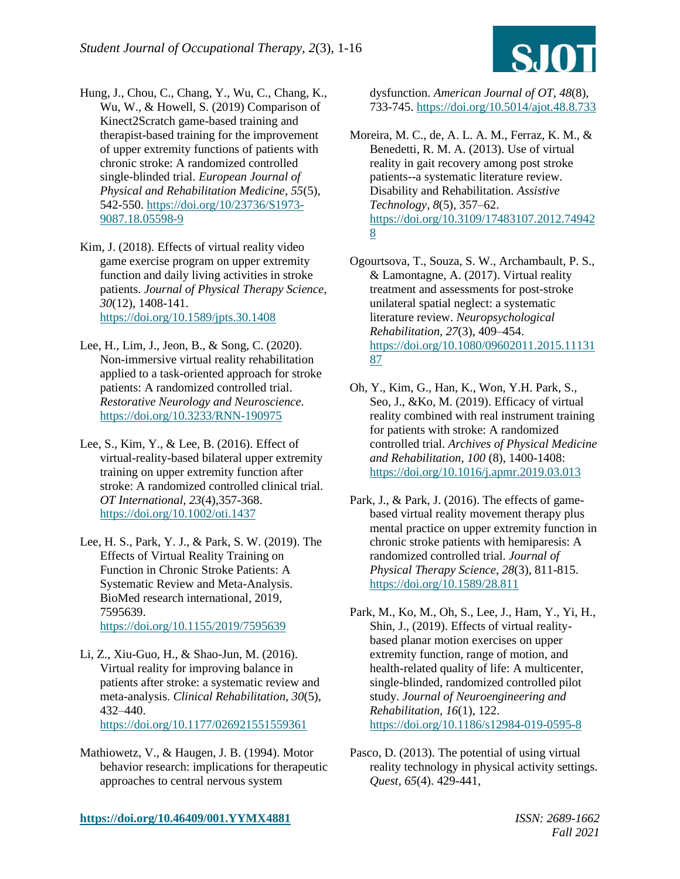Hung, J., Chou, C., Chang, Y., Wu, C., Chang, K., Wu, W., & Howell, S. (2019) Comparison of Kinect2Scratch game-based training and therapist-based training for the improvement of upper extremity functions of patients with chronic stroke: A randomized controlled single-blinded trial. *European Journal of Physical and Rehabilitation Medicine*, *55*(5), 542-550. https://doi.org/10/23736/S1973-9087.18.05598-9

Kim, J. (2018). Effects of virtual reality video game exercise program on upper extremity function and daily living activities in stroke patients. *Journal of Physical Therapy Science, 30*(12), 1408-141. https://doi.org/10.1589/jpts.30.1408

Lee, H., Lim, J., Jeon, B., & Song, C. (2020). Non-immersive virtual reality rehabilitation applied to a task-oriented approach for stroke patients: A randomized controlled trial. *Restorative Neurology and Neuroscience*. https://doi.org/10.3233/RNN-190975

Lee, S., Kim, Y., & Lee, B. (2016). Effect of virtual-reality-based bilateral upper extremity training on upper extremity function after stroke: A randomized controlled clinical trial. *OT International, 23*(4),357-368. https://doi.org/10.1002/oti.1437

Lee, H. S., Park, Y. J., & Park, S. W. (2019). The Effects of Virtual Reality Training on Function in Chronic Stroke Patients: A Systematic Review and Meta-Analysis. BioMed research international, 2019, 7595639. https://doi.org/10.1155/2019/7595639

Li, Z., Xiu-Guo, H., & Shao-Jun, M. (2016). Virtual reality for improving balance in patients after stroke: a systematic review and meta-analysis. *Clinical Rehabilitation, 30*(5), 432–440. https://doi.org/10.1177/026921551559361

Mathiowetz, V., & Haugen, J. B. (1994). Motor behavior research: implications for therapeutic approaches to central nervous system dysfunction. *American Journal of OT, 48*(8), 733-745. https://doi.org/10.5014/ajot.48.8.733

Moreira, M. C., de, A. L. A. M., Ferraz, K. M., & Benedetti, R. M. A. (2013). Use of virtual reality in gait recovery among post stroke patients--a systematic literature review. Disability and Rehabilitation. *Assistive Technology, 8*(5), 357–62. https://doi.org/10.3109/17483107.2012.749428

Ogourtsova, T., Souza, S. W., Archambault, P. S., & Lamontagne, A. (2017). Virtual reality treatment and assessments for post-stroke unilateral spatial neglect: a systematic literature review. *Neuropsychological Rehabilitation, 27*(3), 409–454. https://doi.org/10.1080/09602011.2015.1113187

Oh, Y., Kim, G., Han, K., Won, Y.H. Park, S., Seo, J., &Ko, M. (2019). Efficacy of virtual reality combined with real instrument training for patients with stroke: A randomized controlled trial. *Archives of Physical Medicine and Rehabilitation, 100* (8), 1400-1408: https://doi.org/10.1016/j.apmr.2019.03.013

Park, J., & Park, J. (2016). The effects of game-based virtual reality movement therapy plus mental practice on upper extremity function in chronic stroke patients with hemiparesis: A randomized controlled trial. *Journal of Physical Therapy Science, 28*(3), 811-815. https://doi.org/10.1589/28.811

Park, M., Ko, M., Oh, S., Lee, J., Ham, Y., Yi, H., Shin, J., (2019). Effects of virtual reality-based planar motion exercises on upper extremity function, range of motion, and health-related quality of life: A multicenter, single-blinded, randomized controlled pilot study. *Journal of Neuroengineering and Rehabilitation*, *16*(1), 122. https://doi.org/10.1186/s12984-019-0595-8

Pasco, D. (2013). The potential of using virtual reality technology in physical activity settings. *Quest*, *65*(4). 429-441,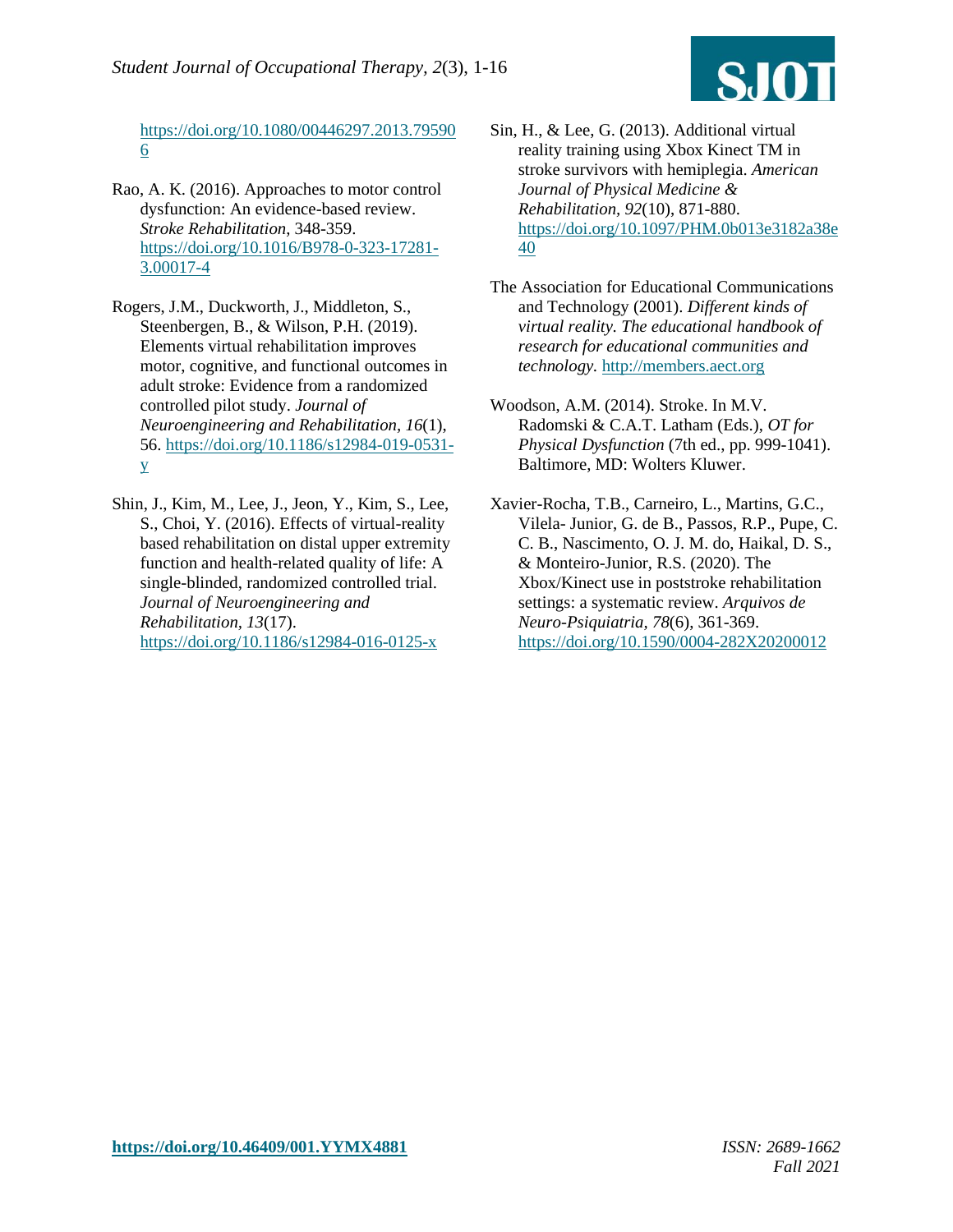https://doi.org/10.1080/00446297.2013.795906

Rao, A. K. (2016). Approaches to motor control dysfunction: An evidence-based review. *Stroke Rehabilitation*, 348-359. https://doi.org/10.1016/B978-0-323-17281-3.00017-4

Rogers, J.M., Duckworth, J., Middleton, S., Steenbergen, B., & Wilson, P.H. (2019). Elements virtual rehabilitation improves motor, cognitive, and functional outcomes in adult stroke: Evidence from a randomized controlled pilot study. *Journal of Neuroengineering and Rehabilitation, 16*(1), 56. https://doi.org/10.1186/s12984-019-0531-y

Shin, J., Kim, M., Lee, J., Jeon, Y., Kim, S., Lee, S., Choi, Y. (2016). Effects of virtual-reality based rehabilitation on distal upper extremity function and health-related quality of life: A single-blinded, randomized controlled trial. *Journal of Neuroengineering and Rehabilitation, 13*(17). https://doi.org/10.1186/s12984-016-0125-x

Sin, H., & Lee, G. (2013). Additional virtual reality training using Xbox Kinect TM in stroke survivors with hemiplegia. *American Journal of Physical Medicine & Rehabilitation*, *92*(10), 871-880. https://doi.org/10.1097/PHM.0b013e3182a38e40

The Association for Educational Communications and Technology (2001). *Different kinds of virtual reality. The educational handbook of research for educational communities and technology.* http://members.aect.org

Woodson, A.M. (2014). Stroke. In M.V. Radomski & C.A.T. Latham (Eds.), *OT for Physical Dysfunction* (7th ed., pp. 999-1041). Baltimore, MD: Wolters Kluwer.

Xavier-Rocha, T.B., Carneiro, L., Martins, G.C., Vilela- Junior, G. de B., Passos, R.P., Pupe, C. C. B., Nascimento, O. J. M. do, Haikal, D. S., & Monteiro-Junior, R.S. (2020). The Xbox/Kinect use in poststroke rehabilitation settings: a systematic review. *Arquivos de Neuro-Psiquiatria, 78*(6), 361-369. https://doi.org/10.1590/0004-282X20200012